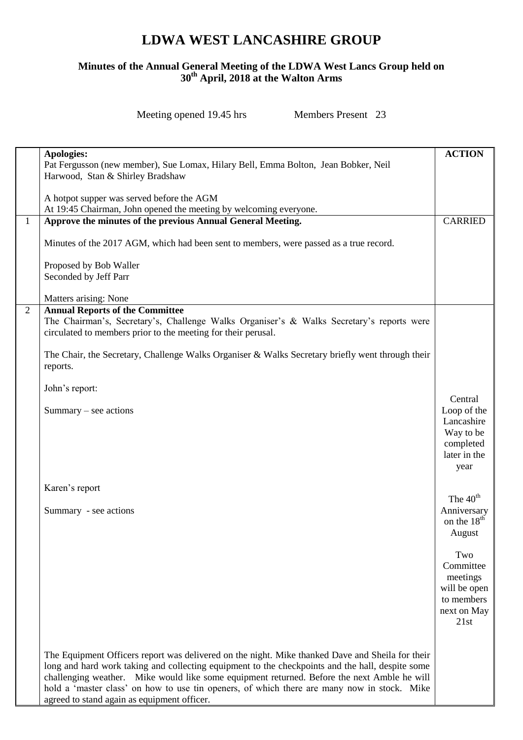# LDWA WEST LANCASHIRE GROUP

### Minutes of the Annual General Meeting of the LDWA West Lancs Group held on 30th April, 2018 at the Walton Arms

Meeting opened 19.45 hrs Members Present 23

| | | ACTION |
|---|---|---|
| | **Apologies:**<br>Pat Fergusson (new member), Sue Lomax, Hilary Bell, Emma Bolton, Jean Bobker, Neil Harwood, Stan & Shirley Bradshaw<br><br>A hotpot supper was served before the AGM<br>At 19:45 Chairman, John opened the meeting by welcoming everyone. | |
| 1 | **Approve the minutes of the previous Annual General Meeting.**<br><br>Minutes of the 2017 AGM, which had been sent to members, were passed as a true record.<br><br>Proposed by Bob Waller<br>Seconded by Jeff Parr<br><br>Matters arising: None | CARRIED |
| 2 | **Annual Reports of the Committee**<br>The Chairman's, Secretary's, Challenge Walks Organiser's & Walks Secretary's reports were circulated to members prior to the meeting for their perusal.<br><br>The Chair, the Secretary, Challenge Walks Organiser & Walks Secretary briefly went through their reports.<br><br>John's report:<br><br>Summary – see actions | Central Loop of the Lancashire Way to be completed later in the year |
| | Karen's report<br><br>Summary - see actions | The 40th Anniversary on the 18th August<br><br>Two Committee meetings will be open to members next on May 21st |
| | The Equipment Officers report was delivered on the night. Mike thanked Dave and Sheila for their long and hard work taking and collecting equipment to the checkpoints and the hall, despite some challenging weather. Mike would like some equipment returned. Before the next Amble he will hold a 'master class' on how to use tin openers, of which there are many now in stock. Mike agreed to stand again as equipment officer. | |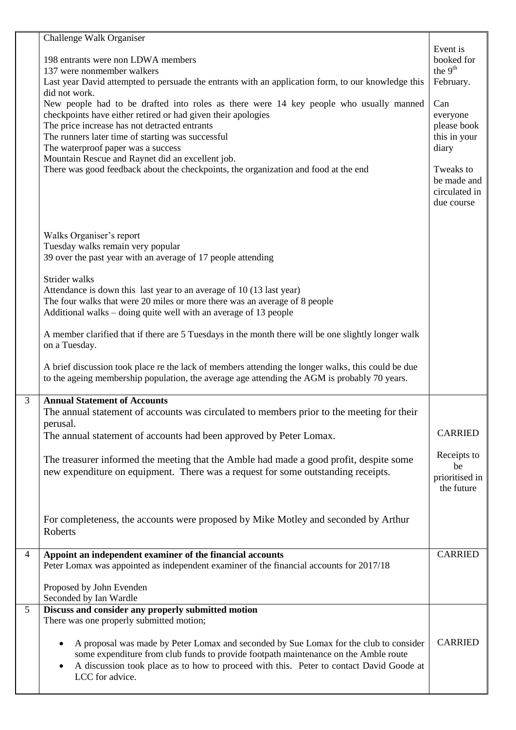| | | |
|---|---|---|
| | Challenge Walk Organiser<br><br>198 entrants were non LDWA members<br>137 were nonmember walkers<br>Last year David attempted to persuade the entrants with an application form, to our knowledge this did not work.<br>New people had to be drafted into roles as there were 14 key people who usually manned checkpoints have either retired or had given their apologies<br>The price increase has not detracted entrants<br>The runners later time of starting was successful<br>The waterproof paper was a success<br>Mountain Rescue and Raynet did an excellent job.<br>There was good feedback about the checkpoints, the organization and food at the end<br><br>Walks Organiser's report<br>Tuesday walks remain very popular<br>39 over the past year with an average of 17 people attending<br><br>Strider walks<br>Attendance is down this last year to an average of 10 (13 last year)<br>The four walks that were 20 miles or more there was an average of 8 people<br>Additional walks – doing quite well with an average of 13 people<br><br>A member clarified that if there are 5 Tuesdays in the month there will be one slightly longer walk on a Tuesday.<br><br>A brief discussion took place re the lack of members attending the longer walks, this could be due to the ageing membership population, the average age attending the AGM is probably 70 years. | Event is booked for the 9th February.<br><br>Can everyone please book this in your diary<br><br>Tweaks to be made and circulated in due course |
| 3 | **Annual Statement of Accounts**<br>The annual statement of accounts was circulated to members prior to the meeting for their perusal.<br>The annual statement of accounts had been approved by Peter Lomax.<br><br>The treasurer informed the meeting that the Amble had made a good profit, despite some new expenditure on equipment. There was a request for some outstanding receipts.<br><br>For completeness, the accounts were proposed by Mike Motley and seconded by Arthur Roberts | CARRIED<br><br>Receipts to be prioritised in the future |
| 4 | **Appoint an independent examiner of the financial accounts**<br>Peter Lomax was appointed as independent examiner of the financial accounts for 2017/18<br><br>Proposed by John Evenden<br>Seconded by Ian Wardle | CARRIED |
| 5 | **Discuss and consider any properly submitted motion**<br>There was one properly submitted motion;<br><br>• A proposal was made by Peter Lomax and seconded by Sue Lomax for the club to consider some expenditure from club funds to provide footpath maintenance on the Amble route<br>• A discussion took place as to how to proceed with this. Peter to contact David Goode at LCC for advice. | CARRIED |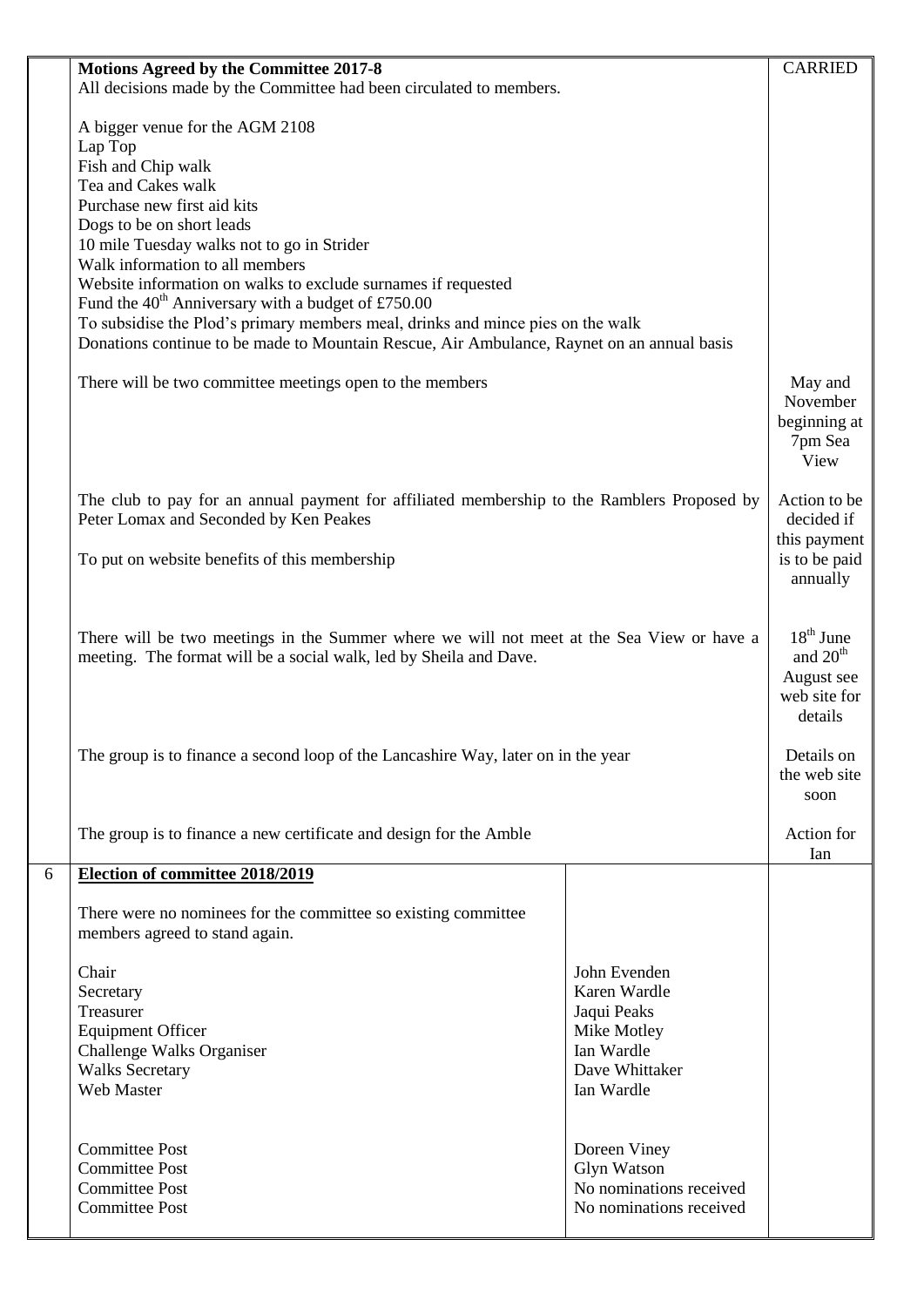|   | **Motions Agreed by the Committee 2017-8**<br>All decisions made by the Committee had been circulated to members.<br><br>A bigger venue for the AGM 2108<br>Lap Top<br>Fish and Chip walk<br>Tea and Cakes walk<br>Purchase new first aid kits<br>Dogs to be on short leads<br>10 mile Tuesday walks not to go in Strider<br>Walk information to all members<br>Website information on walks to exclude surnames if requested<br>Fund the $40^{th}$ Anniversary with a budget of £750.00<br>To subsidise the Plod's primary members meal, drinks and mince pies on the walk<br>Donations continue to be made to Mountain Rescue, Air Ambulance, Raynet on an annual basis | | CARRIED |
|---|---|---|---|
|   | There will be two committee meetings open to the members | | May and November beginning at 7pm Sea View |
|   | The club to pay for an annual payment for affiliated membership to the Ramblers Proposed by Peter Lomax and Seconded by Ken Peakes<br><br>To put on website benefits of this membership | | Action to be decided if this payment is to be paid annually |
|   | There will be two meetings in the Summer where we will not meet at the Sea View or have a meeting. The format will be a social walk, led by Sheila and Dave. | | $18^{th}$ June and $20^{th}$ August see web site for details |
|   | The group is to finance a second loop of the Lancashire Way, later on in the year | | Details on the web site soon |
|   | The group is to finance a new certificate and design for the Amble | | Action for Ian |
| 6 | **Election of committee 2018/2019**<br><br>There were no nominees for the committee so existing committee members agreed to stand again. | | |
|   | Chair<br>Secretary<br>Treasurer<br>Equipment Officer<br>Challenge Walks Organiser<br>Walks Secretary<br>Web Master | John Evenden<br>Karen Wardle<br>Jaqui Peaks<br>Mike Motley<br>Ian Wardle<br>Dave Whittaker<br>Ian Wardle | |
|   | Committee Post<br>Committee Post<br>Committee Post<br>Committee Post | Doreen Viney<br>Glyn Watson<br>No nominations received<br>No nominations received | |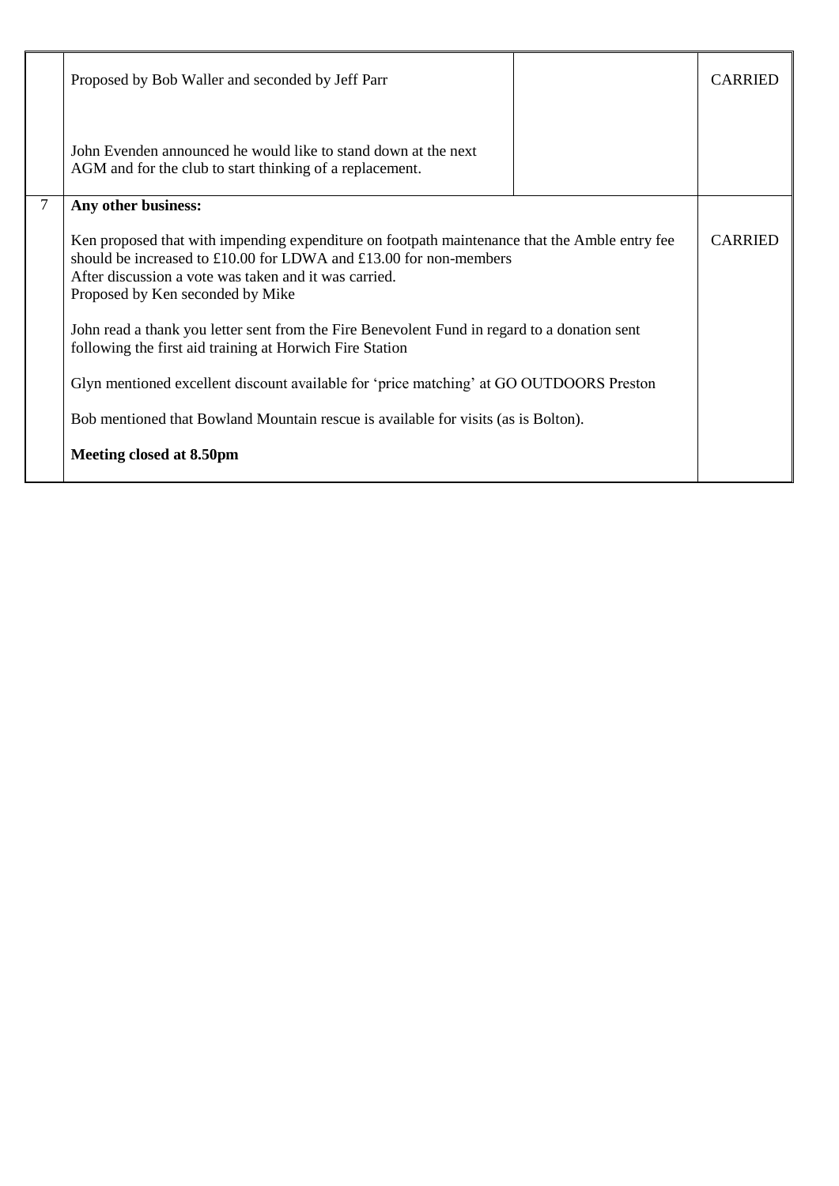| | | | |
|---|---|---|---|
| | Proposed by Bob Waller and seconded by Jeff Parr<br><br>John Evenden announced he would like to stand down at the next AGM and for the club to start thinking of a replacement. | | CARRIED |
| 7 | **Any other business:**<br><br>Ken proposed that with impending expenditure on footpath maintenance that the Amble entry fee should be increased to £10.00 for LDWA and £13.00 for non-members<br>After discussion a vote was taken and it was carried.<br>Proposed by Ken seconded by Mike<br><br>John read a thank you letter sent from the Fire Benevolent Fund in regard to a donation sent following the first aid training at Horwich Fire Station<br><br>Glyn mentioned excellent discount available for 'price matching' at GO OUTDOORS Preston<br><br>Bob mentioned that Bowland Mountain rescue is available for visits (as is Bolton).<br><br>**Meeting closed at 8.50pm** | | CARRIED |